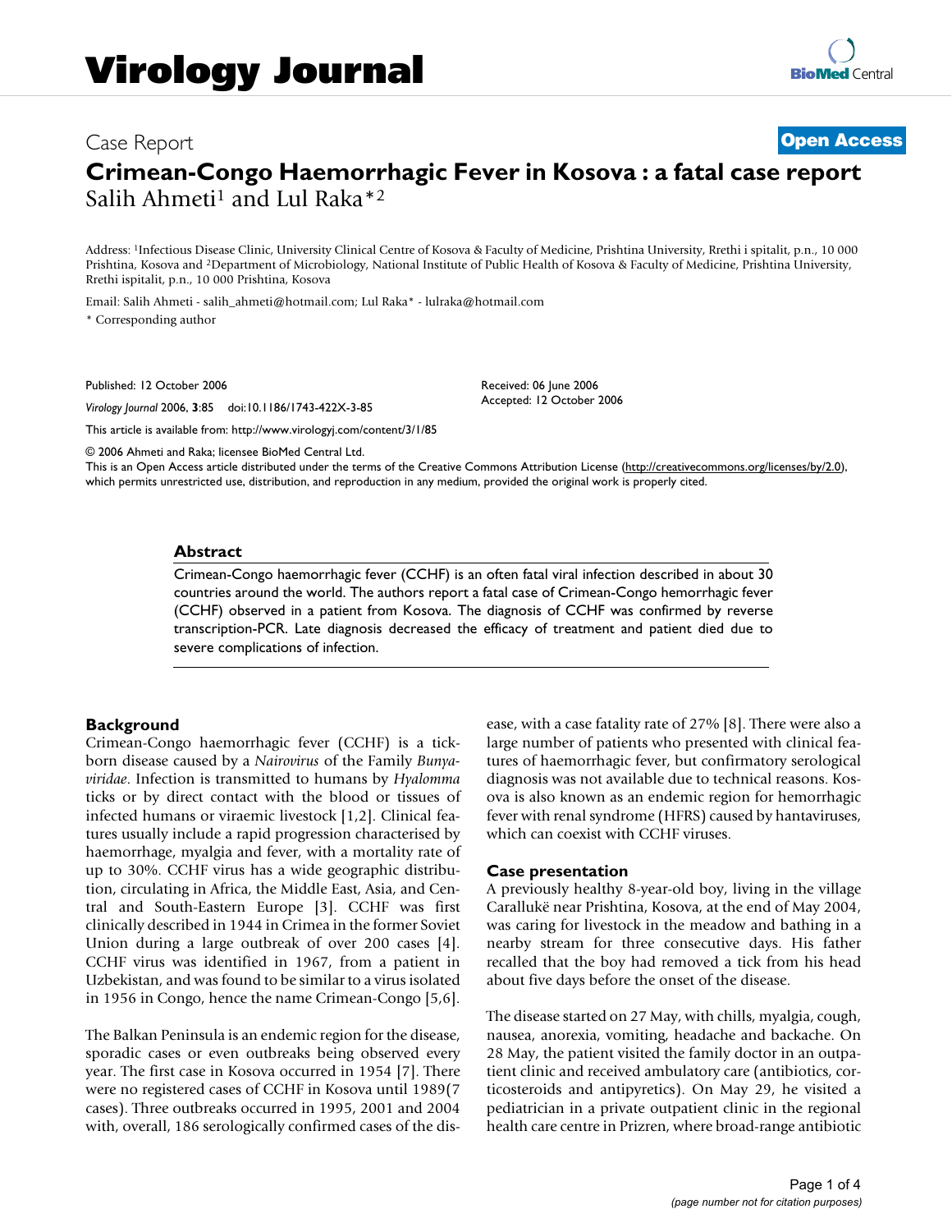Case Report

**Open Access**

# Crimean-Congo Haemorrhagic Fever in Kosova : a fatal case report

Salih Ahmeti[1] and Lul Raka*[2]

Address: [1]Infectious Disease Clinic, University Clinical Centre of Kosova & Faculty of Medicine, Prishtina University, Rrethi i spitalit, p.n., 10 000 Prishtina, Kosova and [2]Department of Microbiology, National Institute of Public Health of Kosova & Faculty of Medicine, Prishtina University, Rrethi ispitalit, p.n., 10 000 Prishtina, Kosova

Email: Salih Ahmeti - salih_ahmeti@hotmail.com; Lul Raka* - lulraka@hotmail.com

* Corresponding author

Published: 12 October 2006

*Virology Journal* 2006, **3**:85 doi:10.1186/1743-422X-3-85

Received: 06 June 2006
Accepted: 12 October 2006

This article is available from: http://www.virologyj.com/content/3/1/85

© 2006 Ahmeti and Raka; licensee BioMed Central Ltd.
This is an Open Access article distributed under the terms of the Creative Commons Attribution License (http://creativecommons.org/licenses/by/2.0), which permits unrestricted use, distribution, and reproduction in any medium, provided the original work is properly cited.

## Abstract

Crimean-Congo haemorrhagic fever (CCHF) is an often fatal viral infection described in about 30 countries around the world. The authors report a fatal case of Crimean-Congo hemorrhagic fever (CCHF) observed in a patient from Kosova. The diagnosis of CCHF was confirmed by reverse transcription-PCR. Late diagnosis decreased the efficacy of treatment and patient died due to severe complications of infection.

## Background

Crimean-Congo haemorrhagic fever (CCHF) is a tick-born disease caused by a *Nairovirus* of the Family *Bunyaviridae*. Infection is transmitted to humans by *Hyalomma* ticks or by direct contact with the blood or tissues of infected humans or viraemic livestock [1,2]. Clinical features usually include a rapid progression characterised by haemorrhage, myalgia and fever, with a mortality rate of up to 30%. CCHF virus has a wide geographic distribution, circulating in Africa, the Middle East, Asia, and Central and South-Eastern Europe [3]. CCHF was first clinically described in 1944 in Crimea in the former Soviet Union during a large outbreak of over 200 cases [4]. CCHF virus was identified in 1967, from a patient in Uzbekistan, and was found to be similar to a virus isolated in 1956 in Congo, hence the name Crimean-Congo [5,6].

The Balkan Peninsula is an endemic region for the disease, sporadic cases or even outbreaks being observed every year. The first case in Kosova occurred in 1954 [7]. There were no registered cases of CCHF in Kosova until 1989(7 cases). Three outbreaks occurred in 1995, 2001 and 2004 with, overall, 186 serologically confirmed cases of the disease, with a case fatality rate of 27% [8]. There were also a large number of patients who presented with clinical features of haemorrhagic fever, but confirmatory serological diagnosis was not available due to technical reasons. Kosova is also known as an endemic region for hemorrhagic fever with renal syndrome (HFRS) caused by hantaviruses, which can coexist with CCHF viruses.

## Case presentation

A previously healthy 8-year-old boy, living in the village Carallukë near Prishtina, Kosova, at the end of May 2004, was caring for livestock in the meadow and bathing in a nearby stream for three consecutive days. His father recalled that the boy had removed a tick from his head about five days before the onset of the disease.

The disease started on 27 May, with chills, myalgia, cough, nausea, anorexia, vomiting, headache and backache. On 28 May, the patient visited the family doctor in an outpatient clinic and received ambulatory care (antibiotics, corticosteroids and antipyretics). On May 29, he visited a pediatrician in a private outpatient clinic in the regional health care centre in Prizren, where broad-range antibiotic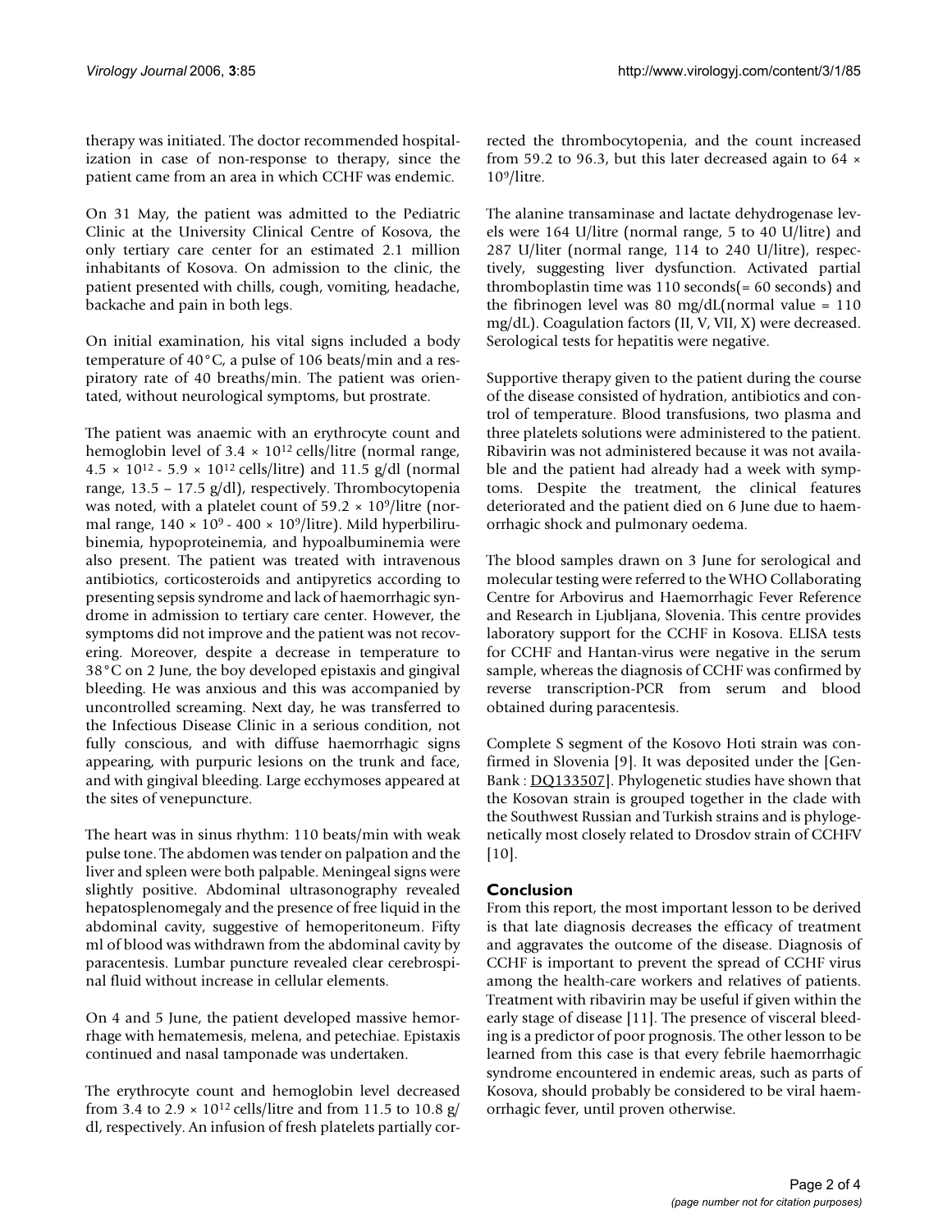therapy was initiated. The doctor recommended hospitalization in case of non-response to therapy, since the patient came from an area in which CCHF was endemic.

On 31 May, the patient was admitted to the Pediatric Clinic at the University Clinical Centre of Kosova, the only tertiary care center for an estimated 2.1 million inhabitants of Kosova. On admission to the clinic, the patient presented with chills, cough, vomiting, headache, backache and pain in both legs.

On initial examination, his vital signs included a body temperature of 40°C, a pulse of 106 beats/min and a respiratory rate of 40 breaths/min. The patient was orientated, without neurological symptoms, but prostrate.

The patient was anaemic with an erythrocyte count and hemoglobin level of $3.4 \times 10^{12}$ cells/litre (normal range, $4.5 \times 10^{12}$ - $5.9 \times 10^{12}$ cells/litre) and 11.5 g/dl (normal range, 13.5 – 17.5 g/dl), respectively. Thrombocytopenia was noted, with a platelet count of $59.2 \times 10^9$/litre (normal range, $140 \times 10^9$ - $400 \times 10^9$/litre). Mild hyperbilirubinemia, hypoproteinemia, and hypoalbuminemia were also present. The patient was treated with intravenous antibiotics, corticosteroids and antipyretics according to presenting sepsis syndrome and lack of haemorrhagic syndrome in admission to tertiary care center. However, the symptoms did not improve and the patient was not recovering. Moreover, despite a decrease in temperature to 38°C on 2 June, the boy developed epistaxis and gingival bleeding. He was anxious and this was accompanied by uncontrolled screaming. Next day, he was transferred to the Infectious Disease Clinic in a serious condition, not fully conscious, and with diffuse haemorrhagic signs appearing, with purpuric lesions on the trunk and face, and with gingival bleeding. Large ecchymoses appeared at the sites of venepuncture.

The heart was in sinus rhythm: 110 beats/min with weak pulse tone. The abdomen was tender on palpation and the liver and spleen were both palpable. Meningeal signs were slightly positive. Abdominal ultrasonography revealed hepatosplenomegaly and the presence of free liquid in the abdominal cavity, suggestive of hemoperitoneum. Fifty ml of blood was withdrawn from the abdominal cavity by paracentesis. Lumbar puncture revealed clear cerebrospinal fluid without increase in cellular elements.

On 4 and 5 June, the patient developed massive hemorrhage with hematemesis, melena, and petechiae. Epistaxis continued and nasal tamponade was undertaken.

The erythrocyte count and hemoglobin level decreased from 3.4 to $2.9 \times 10^{12}$ cells/litre and from 11.5 to 10.8 g/dl, respectively. An infusion of fresh platelets partially corrected the thrombocytopenia, and the count increased from 59.2 to 96.3, but this later decreased again to $64 \times 10^9$/litre.

The alanine transaminase and lactate dehydrogenase levels were 164 U/litre (normal range, 5 to 40 U/litre) and 287 U/liter (normal range, 114 to 240 U/litre), respectively, suggesting liver dysfunction. Activated partial thromboplastin time was 110 seconds(= 60 seconds) and the fibrinogen level was 80 mg/dL(normal value = 110 mg/dL). Coagulation factors (II, V, VII, X) were decreased. Serological tests for hepatitis were negative.

Supportive therapy given to the patient during the course of the disease consisted of hydration, antibiotics and control of temperature. Blood transfusions, two plasma and three platelets solutions were administered to the patient. Ribavirin was not administered because it was not available and the patient had already had a week with symptoms. Despite the treatment, the clinical features deteriorated and the patient died on 6 June due to haemorrhagic shock and pulmonary oedema.

The blood samples drawn on 3 June for serological and molecular testing were referred to the WHO Collaborating Centre for Arbovirus and Haemorrhagic Fever Reference and Research in Ljubljana, Slovenia. This centre provides laboratory support for the CCHF in Kosova. ELISA tests for CCHF and Hantan-virus were negative in the serum sample, whereas the diagnosis of CCHF was confirmed by reverse transcription-PCR from serum and blood obtained during paracentesis.

Complete S segment of the Kosovo Hoti strain was confirmed in Slovenia [9]. It was deposited under the [GenBank : DQ133507]. Phylogenetic studies have shown that the Kosovan strain is grouped together in the clade with the Southwest Russian and Turkish strains and is phylogenetically most closely related to Drosdov strain of CCHFV [10].

## Conclusion

From this report, the most important lesson to be derived is that late diagnosis decreases the efficacy of treatment and aggravates the outcome of the disease. Diagnosis of CCHF is important to prevent the spread of CCHF virus among the health-care workers and relatives of patients. Treatment with ribavirin may be useful if given within the early stage of disease [11]. The presence of visceral bleeding is a predictor of poor prognosis. The other lesson to be learned from this case is that every febrile haemorrhagic syndrome encountered in endemic areas, such as parts of Kosova, should probably be considered to be viral haemorrhagic fever, until proven otherwise.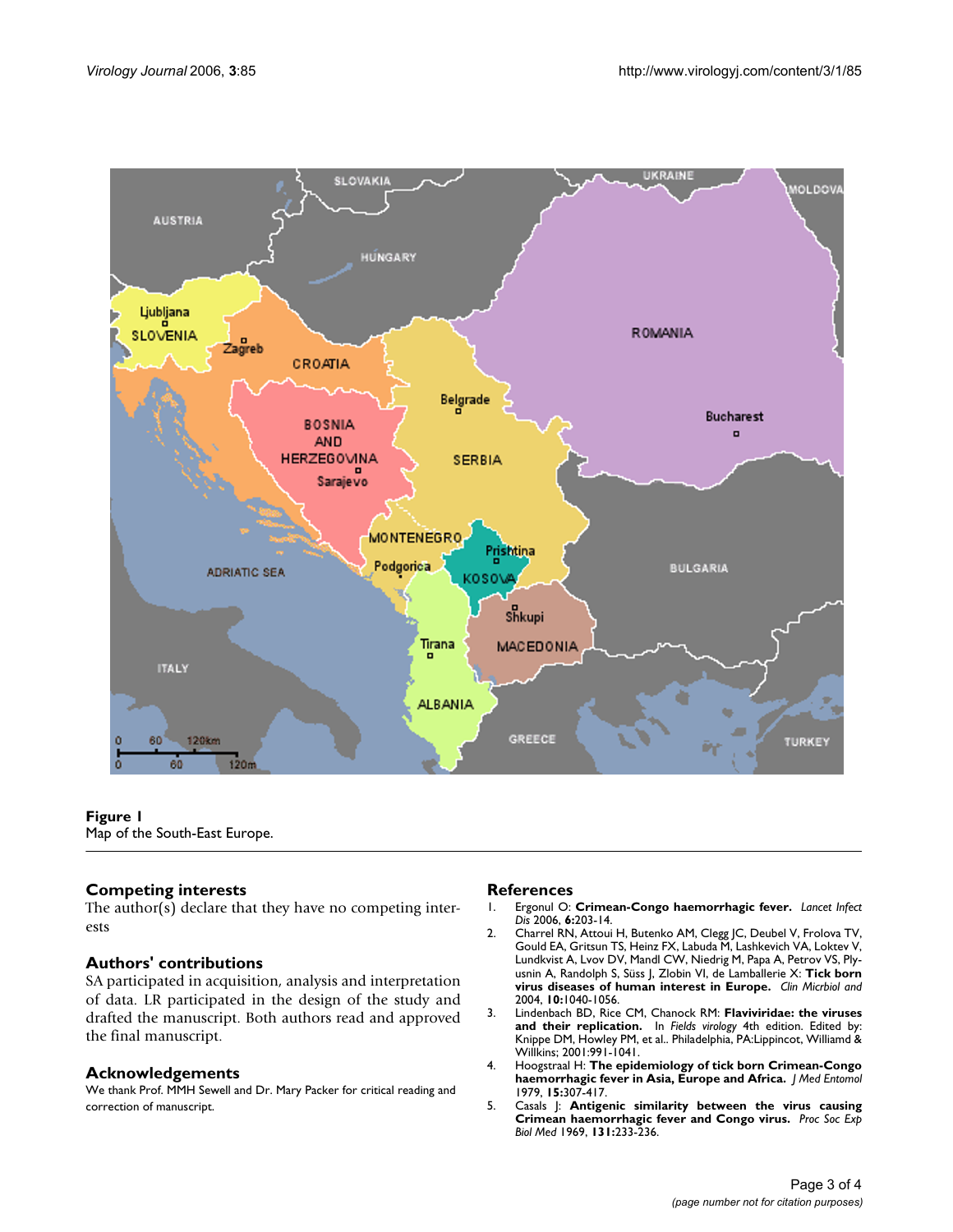**Figure 1**
Map of the South-East Europe.

## Competing interests

The author(s) declare that they have no competing interests

## Authors' contributions

SA participated in acquisition, analysis and interpretation of data. LR participated in the design of the study and drafted the manuscript. Both authors read and approved the final manuscript.

## Acknowledgements

We thank Prof. MMH Sewell and Dr. Mary Packer for critical reading and correction of manuscript.

## References

1. Ergonul O: **Crimean-Congo haemorrhagic fever.** *Lancet Infect Dis* 2006, **6:**203-14.
2. Charrel RN, Attoui H, Butenko AM, Clegg JC, Deubel V, Frolova TV, Gould EA, Gritsun TS, Heinz FX, Labuda M, Lashkevich VA, Loktev V, Lundkvist A, Lvov DV, Mandl CW, Niedrig M, Papa A, Petrov VS, Plyusnin A, Randolph S, Süss J, Zlobin VI, de Lamballerie X: **Tick born virus diseases of human interest in Europe.** *Clin Micrbiol and* 2004, **10:**1040-1056.
3. Lindenbach BD, Rice CM, Chanock RM: **Flaviviridae: the viruses and their replication.** In *Fields virology* 4th edition. Edited by: Knippe DM, Howley PM, et al.. Philadelphia, PA:Lippincot, Williamd & Willkins; 2001:991-1041.
4. Hoogstraal H: **The epidemiology of tick born Crimean-Congo haemorrhagic fever in Asia, Europe and Africa.** *J Med Entomol* 1979, **15:**307-417.
5. Casals J: **Antigenic similarity between the virus causing Crimean haemorrhagic fever and Congo virus.** *Proc Soc Exp Biol Med* 1969, **131:**233-236.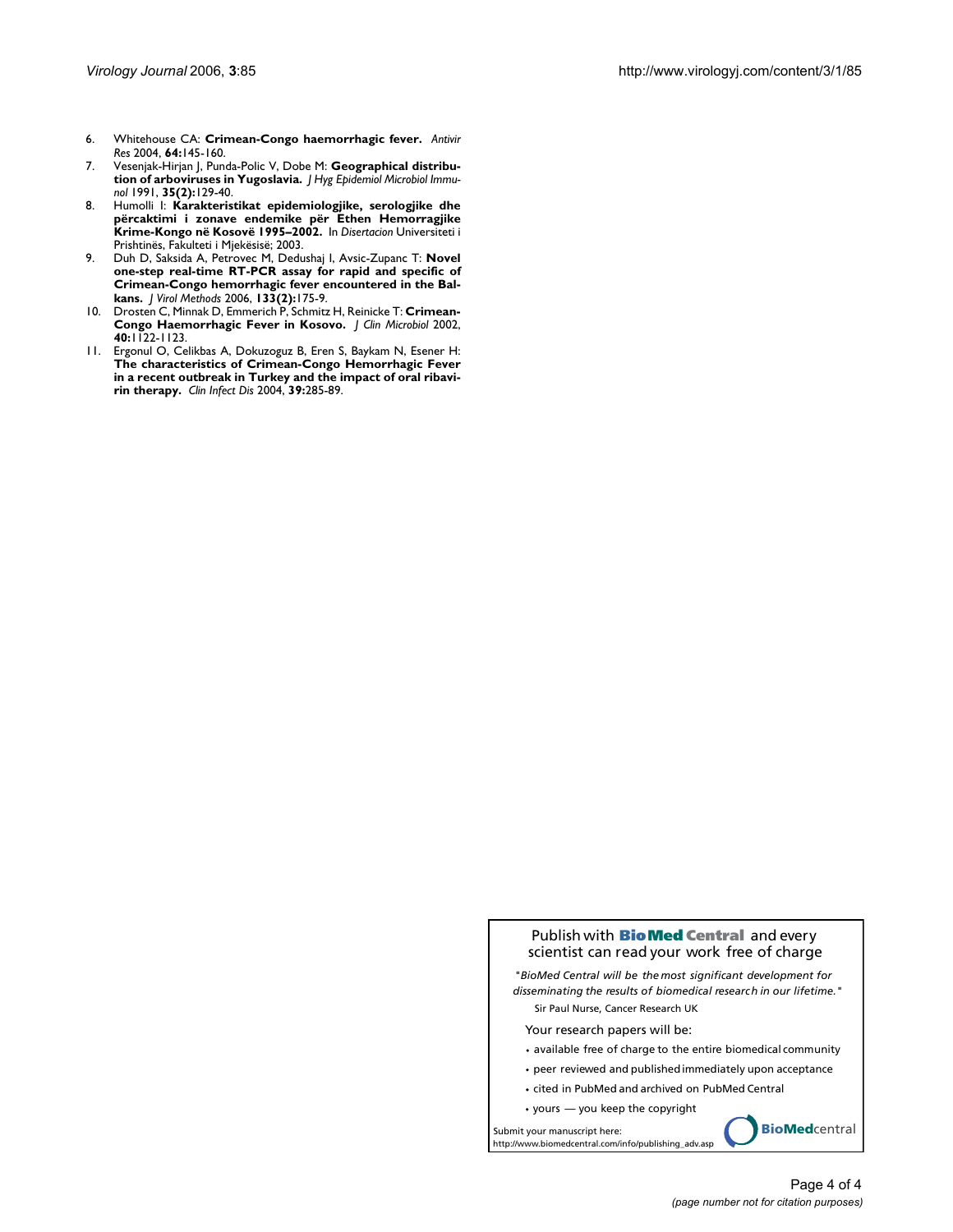6. Whitehouse CA: **Crimean-Congo haemorrhagic fever.** *Antivir Res* 2004, **64:**145-160.
7. Vesenjak-Hirjan J, Punda-Polic V, Dobe M: **Geographical distribution of arboviruses in Yugoslavia.** *J Hyg Epidemiol Microbiol Immunol* 1991, **35(2):**129-40.
8. Humolli I: **Karakteristikat epidemiologjike, serologjike dhe përcaktimi i zonave endemike për Ethen Hemorragjike Krime-Kongo në Kosovë 1995–2002.** In *Disertacion* Universiteti i Prishtinës, Fakulteti i Mjekësisë; 2003.
9. Duh D, Saksida A, Petrovec M, Dedushaj I, Avsic-Zupanc T: **Novel one-step real-time RT-PCR assay for rapid and specific of Crimean-Congo hemorrhagic fever encountered in the Balkans.** *J Virol Methods* 2006, **133(2):**175-9.
10. Drosten C, Minnak D, Emmerich P, Schmitz H, Reinicke T: **Crimean-Congo Haemorrhagic Fever in Kosovo.** *J Clin Microbiol* 2002, **40:**1122-1123.
11. Ergonul O, Celikbas A, Dokuzoguz B, Eren S, Baykam N, Esener H: **The characteristics of Crimean-Congo Hemorrhagic Fever in a recent outbreak in Turkey and the impact of oral ribavirin therapy.** *Clin Infect Dis* 2004, **39:**285-89.

Publish with **BioMed Central** and every scientist can read your work free of charge

*"BioMed Central will be the most significant development for disseminating the results of biomedical research in our lifetime."*

Sir Paul Nurse, Cancer Research UK

Your research papers will be:

- available free of charge to the entire biomedical community
- peer reviewed and published immediately upon acceptance
- cited in PubMed and archived on PubMed Central
- yours — you keep the copyright

Submit your manuscript here:
http://www.biomedcentral.com/info/publishing_adv.asp

**BioMed**central